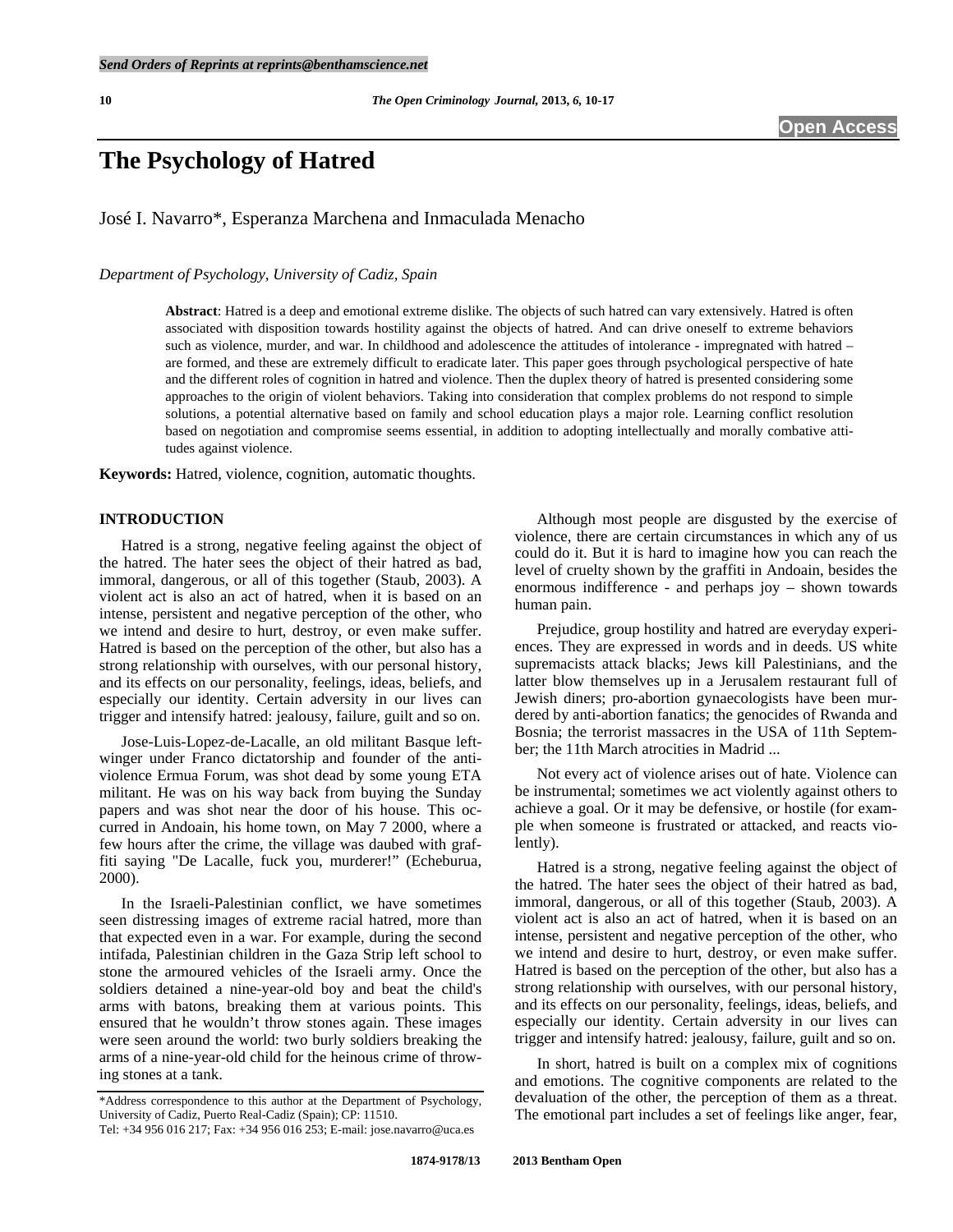# The Psychology of Hatred

José I. Navarro*, Esperanza Marchena and Inmaculada Menacho

*Department of Psychology, University of Cadiz, Spain*

**Abstract**: Hatred is a deep and emotional extreme dislike. The objects of such hatred can vary extensively. Hatred is often associated with disposition towards hostility against the objects of hatred. And can drive oneself to extreme behaviors such as violence, murder, and war. In childhood and adolescence the attitudes of intolerance - impregnated with hatred – are formed, and these are extremely difficult to eradicate later. This paper goes through psychological perspective of hate and the different roles of cognition in hatred and violence. Then the duplex theory of hatred is presented considering some approaches to the origin of violent behaviors. Taking into consideration that complex problems do not respond to simple solutions, a potential alternative based on family and school education plays a major role. Learning conflict resolution based on negotiation and compromise seems essential, in addition to adopting intellectually and morally combative attitudes against violence.

**Keywords:** Hatred, violence, cognition, automatic thoughts.

## INTRODUCTION

Hatred is a strong, negative feeling against the object of the hatred. The hater sees the object of their hatred as bad, immoral, dangerous, or all of this together (Staub, 2003). A violent act is also an act of hatred, when it is based on an intense, persistent and negative perception of the other, who we intend and desire to hurt, destroy, or even make suffer. Hatred is based on the perception of the other, but also has a strong relationship with ourselves, with our personal history, and its effects on our personality, feelings, ideas, beliefs, and especially our identity. Certain adversity in our lives can trigger and intensify hatred: jealousy, failure, guilt and so on.

Jose-Luis-Lopez-de-Lacalle, an old militant Basque left-winger under Franco dictatorship and founder of the anti-violence Ermua Forum, was shot dead by some young ETA militant. He was on his way back from buying the Sunday papers and was shot near the door of his house. This occurred in Andoain, his home town, on May 7 2000, where a few hours after the crime, the village was daubed with graffiti saying "De Lacalle, fuck you, murderer!" (Echeburua, 2000).

In the Israeli-Palestinian conflict, we have sometimes seen distressing images of extreme racial hatred, more than that expected even in a war. For example, during the second intifada, Palestinian children in the Gaza Strip left school to stone the armoured vehicles of the Israeli army. Once the soldiers detained a nine-year-old boy and beat the child's arms with batons, breaking them at various points. This ensured that he wouldn't throw stones again. These images were seen around the world: two burly soldiers breaking the arms of a nine-year-old child for the heinous crime of throwing stones at a tank.

Although most people are disgusted by the exercise of violence, there are certain circumstances in which any of us could do it. But it is hard to imagine how you can reach the level of cruelty shown by the graffiti in Andoain, besides the enormous indifference - and perhaps joy – shown towards human pain.

Prejudice, group hostility and hatred are everyday experiences. They are expressed in words and in deeds. US white supremacists attack blacks; Jews kill Palestinians, and the latter blow themselves up in a Jerusalem restaurant full of Jewish diners; pro-abortion gynaecologists have been murdered by anti-abortion fanatics; the genocides of Rwanda and Bosnia; the terrorist massacres in the USA of 11th September; the 11th March atrocities in Madrid ...

Not every act of violence arises out of hate. Violence can be instrumental; sometimes we act violently against others to achieve a goal. Or it may be defensive, or hostile (for example when someone is frustrated or attacked, and reacts violently).

Hatred is a strong, negative feeling against the object of the hatred. The hater sees the object of their hatred as bad, immoral, dangerous, or all of this together (Staub, 2003). A violent act is also an act of hatred, when it is based on an intense, persistent and negative perception of the other, who we intend and desire to hurt, destroy, or even make suffer. Hatred is based on the perception of the other, but also has a strong relationship with ourselves, with our personal history, and its effects on our personality, feelings, ideas, beliefs, and especially our identity. Certain adversity in our lives can trigger and intensify hatred: jealousy, failure, guilt and so on.

In short, hatred is built on a complex mix of cognitions and emotions. The cognitive components are related to the devaluation of the other, the perception of them as a threat. The emotional part includes a set of feelings like anger, fear,

*Address correspondence to this author at the Department of Psychology, University of Cadiz, Puerto Real-Cadiz (Spain); CP: 11510. Tel: +34 956 016 217; Fax: +34 956 016 253; E-mail: jose.navarro@uca.es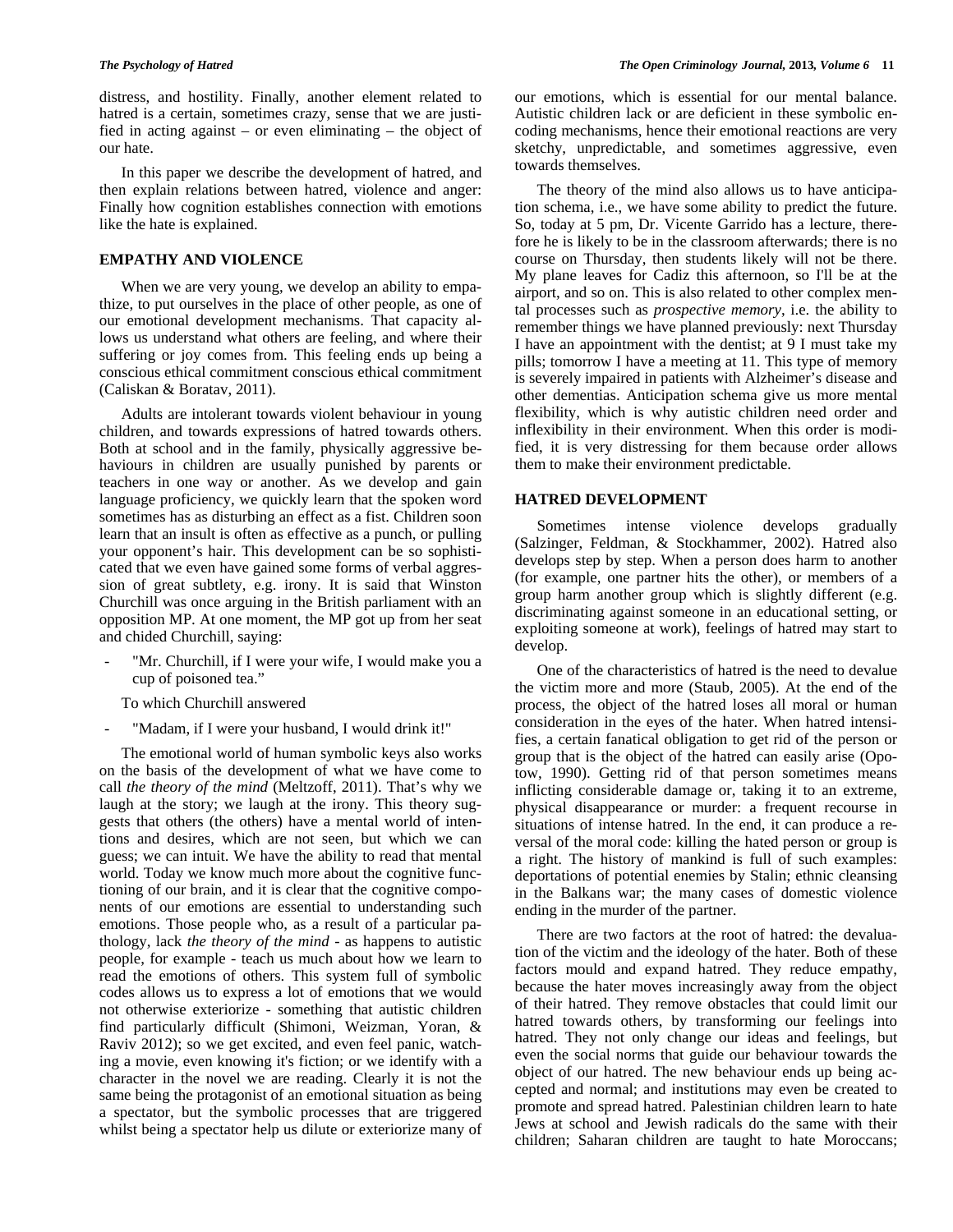distress, and hostility. Finally, another element related to hatred is a certain, sometimes crazy, sense that we are justified in acting against – or even eliminating – the object of our hate.

In this paper we describe the development of hatred, and then explain relations between hatred, violence and anger: Finally how cognition establishes connection with emotions like the hate is explained.

## EMPATHY AND VIOLENCE

When we are very young, we develop an ability to empathize, to put ourselves in the place of other people, as one of our emotional development mechanisms. That capacity allows us understand what others are feeling, and where their suffering or joy comes from. This feeling ends up being a conscious ethical commitment conscious ethical commitment (Caliskan & Boratav, 2011).

Adults are intolerant towards violent behaviour in young children, and towards expressions of hatred towards others. Both at school and in the family, physically aggressive behaviours in children are usually punished by parents or teachers in one way or another. As we develop and gain language proficiency, we quickly learn that the spoken word sometimes has as disturbing an effect as a fist. Children soon learn that an insult is often as effective as a punch, or pulling your opponent's hair. This development can be so sophisticated that we even have gained some forms of verbal aggression of great subtlety, e.g. irony. It is said that Winston Churchill was once arguing in the British parliament with an opposition MP. At one moment, the MP got up from her seat and chided Churchill, saying:

- "Mr. Churchill, if I were your wife, I would make you a cup of poisoned tea."

To which Churchill answered

- "Madam, if I were your husband, I would drink it!"

The emotional world of human symbolic keys also works on the basis of the development of what we have come to call *the theory of the mind* (Meltzoff, 2011). That's why we laugh at the story; we laugh at the irony. This theory suggests that others (the others) have a mental world of intentions and desires, which are not seen, but which we can guess; we can intuit. We have the ability to read that mental world. Today we know much more about the cognitive functioning of our brain, and it is clear that the cognitive components of our emotions are essential to understanding such emotions. Those people who, as a result of a particular pathology, lack *the theory of the mind* - as happens to autistic people, for example - teach us much about how we learn to read the emotions of others. This system full of symbolic codes allows us to express a lot of emotions that we would not otherwise exteriorize - something that autistic children find particularly difficult (Shimoni, Weizman, Yoran, & Raviv 2012); so we get excited, and even feel panic, watching a movie, even knowing it's fiction; or we identify with a character in the novel we are reading. Clearly it is not the same being the protagonist of an emotional situation as being a spectator, but the symbolic processes that are triggered whilst being a spectator help us dilute or exteriorize many of our emotions, which is essential for our mental balance. Autistic children lack or are deficient in these symbolic encoding mechanisms, hence their emotional reactions are very sketchy, unpredictable, and sometimes aggressive, even towards themselves.

The theory of the mind also allows us to have anticipation schema, i.e., we have some ability to predict the future. So, today at 5 pm, Dr. Vicente Garrido has a lecture, therefore he is likely to be in the classroom afterwards; there is no course on Thursday, then students likely will not be there. My plane leaves for Cadiz this afternoon, so I'll be at the airport, and so on. This is also related to other complex mental processes such as *prospective memory*, i.e. the ability to remember things we have planned previously: next Thursday I have an appointment with the dentist; at 9 I must take my pills; tomorrow I have a meeting at 11. This type of memory is severely impaired in patients with Alzheimer's disease and other dementias. Anticipation schema give us more mental flexibility, which is why autistic children need order and inflexibility in their environment. When this order is modified, it is very distressing for them because order allows them to make their environment predictable.

## HATRED DEVELOPMENT

Sometimes intense violence develops gradually (Salzinger, Feldman, & Stockhammer, 2002). Hatred also develops step by step. When a person does harm to another (for example, one partner hits the other), or members of a group harm another group which is slightly different (e.g. discriminating against someone in an educational setting, or exploiting someone at work), feelings of hatred may start to develop.

One of the characteristics of hatred is the need to devalue the victim more and more (Staub, 2005). At the end of the process, the object of the hatred loses all moral or human consideration in the eyes of the hater. When hatred intensifies, a certain fanatical obligation to get rid of the person or group that is the object of the hatred can easily arise (Opotow, 1990). Getting rid of that person sometimes means inflicting considerable damage or, taking it to an extreme, physical disappearance or murder: a frequent recourse in situations of intense hatred. In the end, it can produce a reversal of the moral code: killing the hated person or group is a right. The history of mankind is full of such examples: deportations of potential enemies by Stalin; ethnic cleansing in the Balkans war; the many cases of domestic violence ending in the murder of the partner.

There are two factors at the root of hatred: the devaluation of the victim and the ideology of the hater. Both of these factors mould and expand hatred. They reduce empathy, because the hater moves increasingly away from the object of their hatred. They remove obstacles that could limit our hatred towards others, by transforming our feelings into hatred. They not only change our ideas and feelings, but even the social norms that guide our behaviour towards the object of our hatred. The new behaviour ends up being accepted and normal; and institutions may even be created to promote and spread hatred. Palestinian children learn to hate Jews at school and Jewish radicals do the same with their children; Saharan children are taught to hate Moroccans;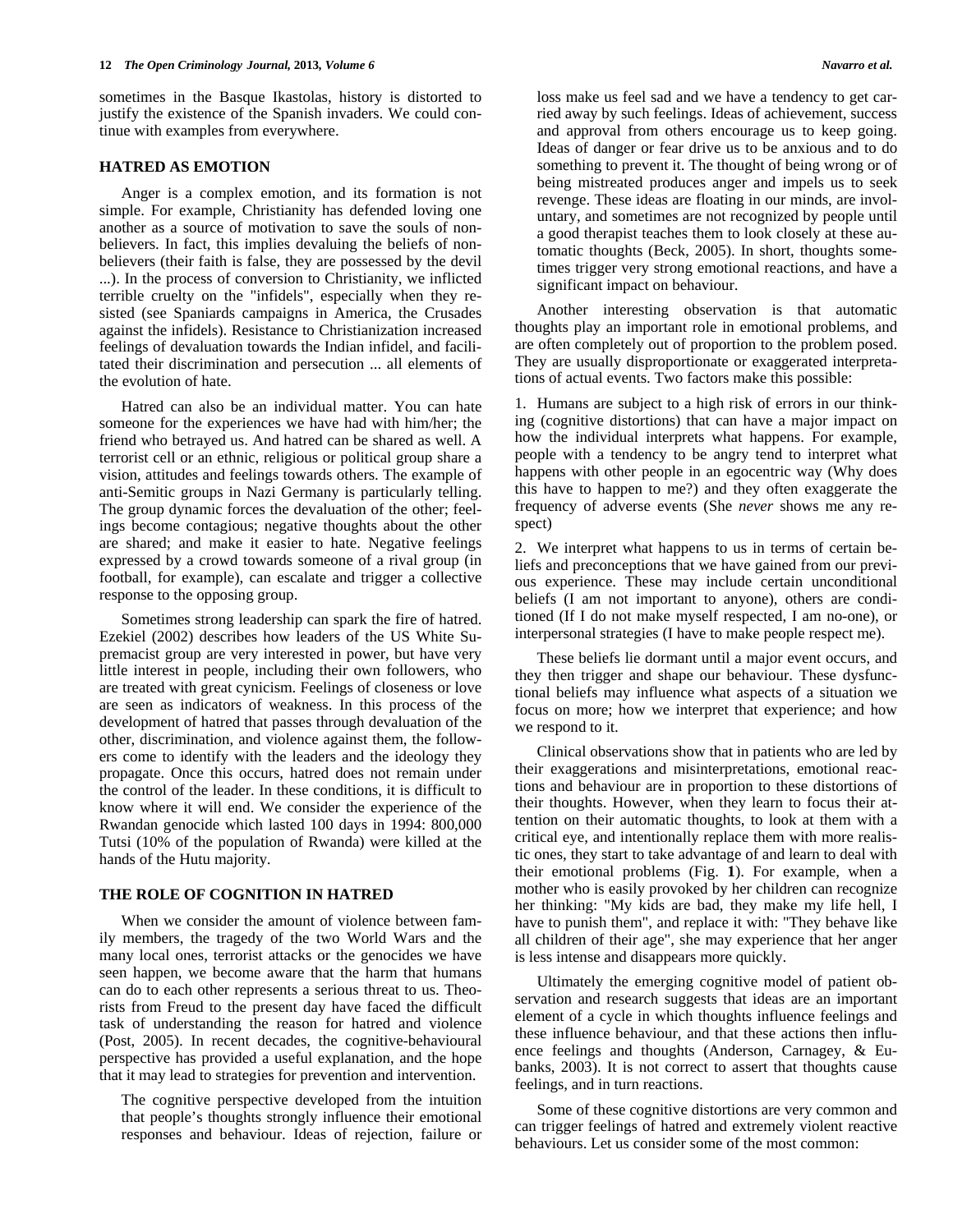sometimes in the Basque Ikastolas, history is distorted to justify the existence of the Spanish invaders. We could continue with examples from everywhere.

## HATRED AS EMOTION

Anger is a complex emotion, and its formation is not simple. For example, Christianity has defended loving one another as a source of motivation to save the souls of non-believers. In fact, this implies devaluing the beliefs of non-believers (their faith is false, they are possessed by the devil ...). In the process of conversion to Christianity, we inflicted terrible cruelty on the "infidels", especially when they resisted (see Spaniards campaigns in America, the Crusades against the infidels). Resistance to Christianization increased feelings of devaluation towards the Indian infidel, and facilitated their discrimination and persecution ... all elements of the evolution of hate.

Hatred can also be an individual matter. You can hate someone for the experiences we have had with him/her; the friend who betrayed us. And hatred can be shared as well. A terrorist cell or an ethnic, religious or political group share a vision, attitudes and feelings towards others. The example of anti-Semitic groups in Nazi Germany is particularly telling. The group dynamic forces the devaluation of the other; feelings become contagious; negative thoughts about the other are shared; and make it easier to hate. Negative feelings expressed by a crowd towards someone of a rival group (in football, for example), can escalate and trigger a collective response to the opposing group.

Sometimes strong leadership can spark the fire of hatred. Ezekiel (2002) describes how leaders of the US White Supremacist group are very interested in power, but have very little interest in people, including their own followers, who are treated with great cynicism. Feelings of closeness or love are seen as indicators of weakness. In this process of the development of hatred that passes through devaluation of the other, discrimination, and violence against them, the followers come to identify with the leaders and the ideology they propagate. Once this occurs, hatred does not remain under the control of the leader. In these conditions, it is difficult to know where it will end. We consider the experience of the Rwandan genocide which lasted 100 days in 1994: 800,000 Tutsi (10% of the population of Rwanda) were killed at the hands of the Hutu majority.

## THE ROLE OF COGNITION IN HATRED

When we consider the amount of violence between family members, the tragedy of the two World Wars and the many local ones, terrorist attacks or the genocides we have seen happen, we become aware that the harm that humans can do to each other represents a serious threat to us. Theorists from Freud to the present day have faced the difficult task of understanding the reason for hatred and violence (Post, 2005). In recent decades, the cognitive-behavioural perspective has provided a useful explanation, and the hope that it may lead to strategies for prevention and intervention.

> The cognitive perspective developed from the intuition that people's thoughts strongly influence their emotional responses and behaviour. Ideas of rejection, failure or loss make us feel sad and we have a tendency to get carried away by such feelings. Ideas of achievement, success and approval from others encourage us to keep going. Ideas of danger or fear drive us to be anxious and to do something to prevent it. The thought of being wrong or of being mistreated produces anger and impels us to seek revenge. These ideas are floating in our minds, are involuntary, and sometimes are not recognized by people until a good therapist teaches them to look closely at these automatic thoughts (Beck, 2005). In short, thoughts sometimes trigger very strong emotional reactions, and have a significant impact on behaviour.

Another interesting observation is that automatic thoughts play an important role in emotional problems, and are often completely out of proportion to the problem posed. They are usually disproportionate or exaggerated interpretations of actual events. Two factors make this possible:

1. Humans are subject to a high risk of errors in our thinking (cognitive distortions) that can have a major impact on how the individual interprets what happens. For example, people with a tendency to be angry tend to interpret what happens with other people in an egocentric way (Why does this have to happen to me?) and they often exaggerate the frequency of adverse events (She *never* shows me any respect)
2. We interpret what happens to us in terms of certain beliefs and preconceptions that we have gained from our previous experience. These may include certain unconditional beliefs (I am not important to anyone), others are conditioned (If I do not make myself respected, I am no-one), or interpersonal strategies (I have to make people respect me).

These beliefs lie dormant until a major event occurs, and they then trigger and shape our behaviour. These dysfunctional beliefs may influence what aspects of a situation we focus on more; how we interpret that experience; and how we respond to it.

Clinical observations show that in patients who are led by their exaggerations and misinterpretations, emotional reactions and behaviour are in proportion to these distortions of their thoughts. However, when they learn to focus their attention on their automatic thoughts, to look at them with a critical eye, and intentionally replace them with more realistic ones, they start to take advantage of and learn to deal with their emotional problems (Fig. **1**). For example, when a mother who is easily provoked by her children can recognize her thinking: "My kids are bad, they make my life hell, I have to punish them", and replace it with: "They behave like all children of their age", she may experience that her anger is less intense and disappears more quickly.

Ultimately the emerging cognitive model of patient observation and research suggests that ideas are an important element of a cycle in which thoughts influence feelings and these influence behaviour, and that these actions then influence feelings and thoughts (Anderson, Carnagey, & Eubanks, 2003). It is not correct to assert that thoughts cause feelings, and in turn reactions.

Some of these cognitive distortions are very common and can trigger feelings of hatred and extremely violent reactive behaviours. Let us consider some of the most common: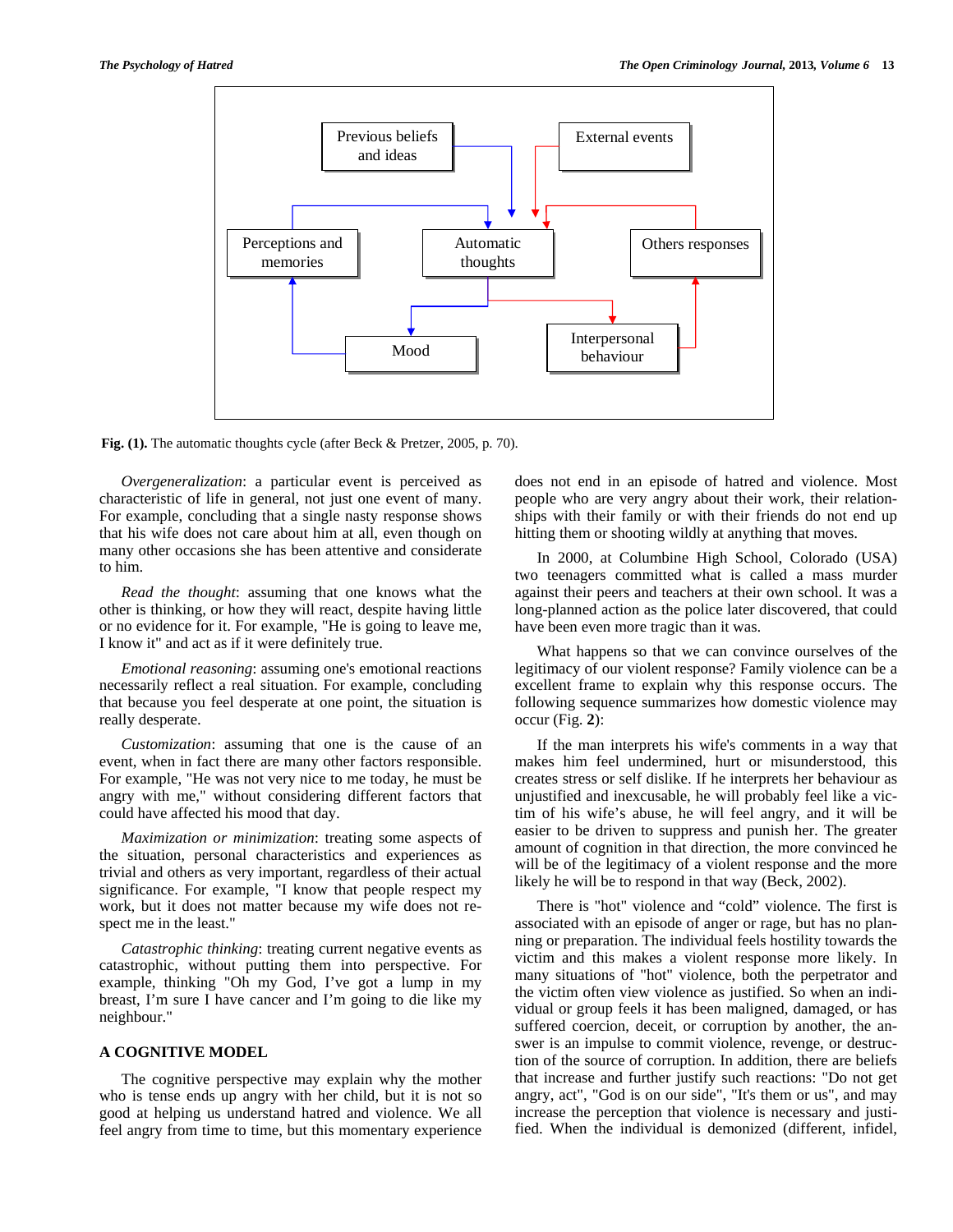Fig. (1). The automatic thoughts cycle (after Beck & Pretzer, 2005, p. 70).

*Overgeneralization*: a particular event is perceived as characteristic of life in general, not just one event of many. For example, concluding that a single nasty response shows that his wife does not care about him at all, even though on many other occasions she has been attentive and considerate to him.

*Read the thought*: assuming that one knows what the other is thinking, or how they will react, despite having little or no evidence for it. For example, "He is going to leave me, I know it" and act as if it were definitely true.

*Emotional reasoning*: assuming one's emotional reactions necessarily reflect a real situation. For example, concluding that because you feel desperate at one point, the situation is really desperate.

*Customization*: assuming that one is the cause of an event, when in fact there are many other factors responsible. For example, "He was not very nice to me today, he must be angry with me," without considering different factors that could have affected his mood that day.

*Maximization or minimization*: treating some aspects of the situation, personal characteristics and experiences as trivial and others as very important, regardless of their actual significance. For example, "I know that people respect my work, but it does not matter because my wife does not respect me in the least."

*Catastrophic thinking*: treating current negative events as catastrophic, without putting them into perspective. For example, thinking "Oh my God, I've got a lump in my breast, I'm sure I have cancer and I'm going to die like my neighbour."

## A COGNITIVE MODEL

The cognitive perspective may explain why the mother who is tense ends up angry with her child, but it is not so good at helping us understand hatred and violence. We all feel angry from time to time, but this momentary experience does not end in an episode of hatred and violence. Most people who are very angry about their work, their relationships with their family or with their friends do not end up hitting them or shooting wildly at anything that moves.

In 2000, at Columbine High School, Colorado (USA) two teenagers committed what is called a mass murder against their peers and teachers at their own school. It was a long-planned action as the police later discovered, that could have been even more tragic than it was.

What happens so that we can convince ourselves of the legitimacy of our violent response? Family violence can be a excellent frame to explain why this response occurs. The following sequence summarizes how domestic violence may occur (Fig. **2**):

If the man interprets his wife's comments in a way that makes him feel undermined, hurt or misunderstood, this creates stress or self dislike. If he interprets her behaviour as unjustified and inexcusable, he will probably feel like a victim of his wife's abuse, he will feel angry, and it will be easier to be driven to suppress and punish her. The greater amount of cognition in that direction, the more convinced he will be of the legitimacy of a violent response and the more likely he will be to respond in that way (Beck, 2002).

There is "hot" violence and "cold" violence. The first is associated with an episode of anger or rage, but has no planning or preparation. The individual feels hostility towards the victim and this makes a violent response more likely. In many situations of "hot" violence, both the perpetrator and the victim often view violence as justified. So when an individual or group feels it has been maligned, damaged, or has suffered coercion, deceit, or corruption by another, the answer is an impulse to commit violence, revenge, or destruction of the source of corruption. In addition, there are beliefs that increase and further justify such reactions: "Do not get angry, act", "God is on our side", "It's them or us", and may increase the perception that violence is necessary and justified. When the individual is demonized (different, infidel,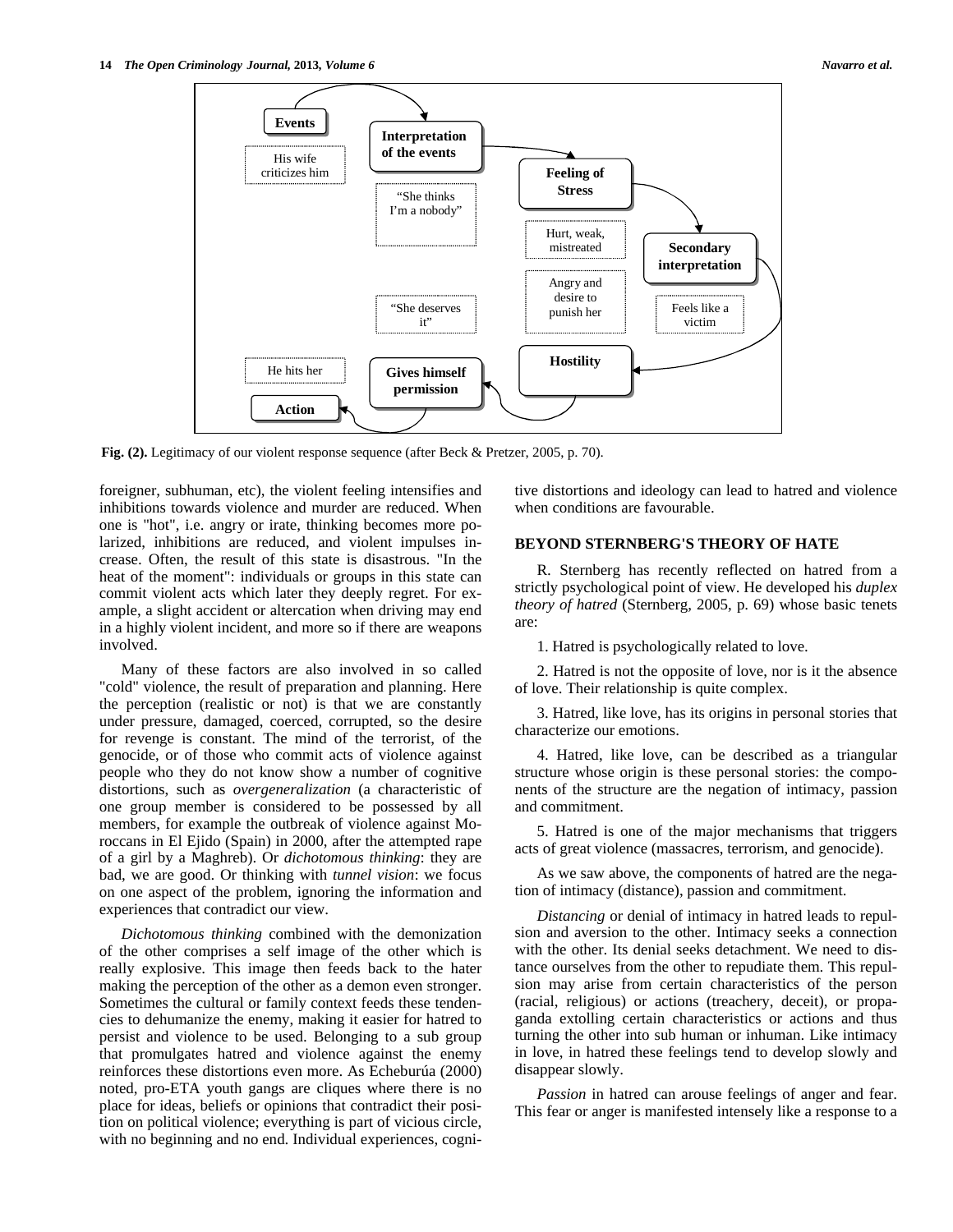**Fig. (2).** Legitimacy of our violent response sequence (after Beck & Pretzer, 2005, p. 70).

foreigner, subhuman, etc), the violent feeling intensifies and inhibitions towards violence and murder are reduced. When one is "hot", i.e. angry or irate, thinking becomes more polarized, inhibitions are reduced, and violent impulses increase. Often, the result of this state is disastrous. "In the heat of the moment": individuals or groups in this state can commit violent acts which later they deeply regret. For example, a slight accident or altercation when driving may end in a highly violent incident, and more so if there are weapons involved.

Many of these factors are also involved in so called "cold" violence, the result of preparation and planning. Here the perception (realistic or not) is that we are constantly under pressure, damaged, coerced, corrupted, so the desire for revenge is constant. The mind of the terrorist, of the genocide, or of those who commit acts of violence against people who they do not know show a number of cognitive distortions, such as *overgeneralization* (a characteristic of one group member is considered to be possessed by all members, for example the outbreak of violence against Moroccans in El Ejido (Spain) in 2000, after the attempted rape of a girl by a Maghreb). Or *dichotomous thinking*: they are bad, we are good. Or thinking with *tunnel vision*: we focus on one aspect of the problem, ignoring the information and experiences that contradict our view.

*Dichotomous thinking* combined with the demonization of the other comprises a self image of the other which is really explosive. This image then feeds back to the hater making the perception of the other as a demon even stronger. Sometimes the cultural or family context feeds these tendencies to dehumanize the enemy, making it easier for hatred to persist and violence to be used. Belonging to a sub group that promulgates hatred and violence against the enemy reinforces these distortions even more. As Echeburúa (2000) noted, pro-ETA youth gangs are cliques where there is no place for ideas, beliefs or opinions that contradict their position on political violence; everything is part of vicious circle, with no beginning and no end. Individual experiences, cognitive distortions and ideology can lead to hatred and violence when conditions are favourable.

## BEYOND STERNBERG'S THEORY OF HATE

R. Sternberg has recently reflected on hatred from a strictly psychological point of view. He developed his *duplex theory of hatred* (Sternberg, 2005, p. 69) whose basic tenets are:

1. Hatred is psychologically related to love.

2. Hatred is not the opposite of love, nor is it the absence of love. Their relationship is quite complex.

3. Hatred, like love, has its origins in personal stories that characterize our emotions.

4. Hatred, like love, can be described as a triangular structure whose origin is these personal stories: the components of the structure are the negation of intimacy, passion and commitment.

5. Hatred is one of the major mechanisms that triggers acts of great violence (massacres, terrorism, and genocide).

As we saw above, the components of hatred are the negation of intimacy (distance), passion and commitment.

*Distancing* or denial of intimacy in hatred leads to repulsion and aversion to the other. Intimacy seeks a connection with the other. Its denial seeks detachment. We need to distance ourselves from the other to repudiate them. This repulsion may arise from certain characteristics of the person (racial, religious) or actions (treachery, deceit), or propaganda extolling certain characteristics or actions and thus turning the other into sub human or inhuman. Like intimacy in love, in hatred these feelings tend to develop slowly and disappear slowly.

*Passion* in hatred can arouse feelings of anger and fear. This fear or anger is manifested intensely like a response to a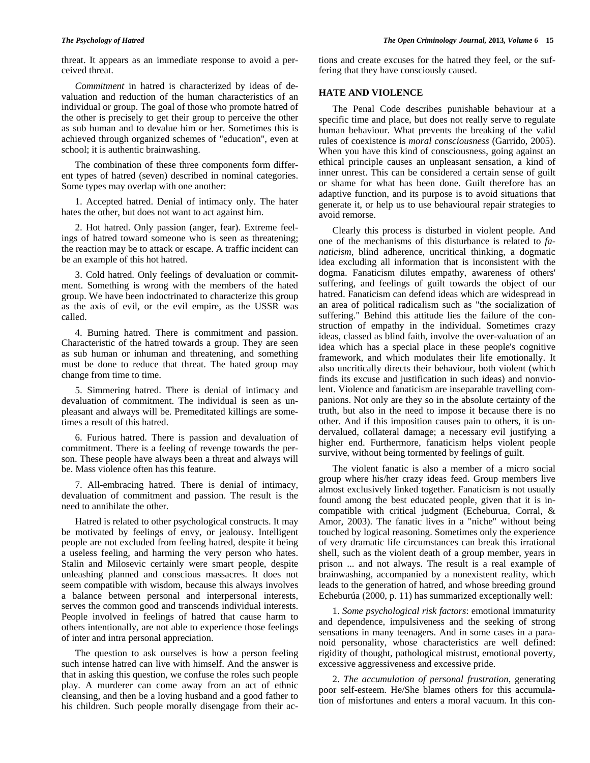threat. It appears as an immediate response to avoid a perceived threat.

*Commitment* in hatred is characterized by ideas of devaluation and reduction of the human characteristics of an individual or group. The goal of those who promote hatred of the other is precisely to get their group to perceive the other as sub human and to devalue him or her. Sometimes this is achieved through organized schemes of "education", even at school; it is authentic brainwashing.

The combination of these three components form different types of hatred (seven) described in nominal categories. Some types may overlap with one another:

1. Accepted hatred. Denial of intimacy only. The hater hates the other, but does not want to act against him.

2. Hot hatred. Only passion (anger, fear). Extreme feelings of hatred toward someone who is seen as threatening; the reaction may be to attack or escape. A traffic incident can be an example of this hot hatred.

3. Cold hatred. Only feelings of devaluation or commitment. Something is wrong with the members of the hated group. We have been indoctrinated to characterize this group as the axis of evil, or the evil empire, as the USSR was called.

4. Burning hatred. There is commitment and passion. Characteristic of the hatred towards a group. They are seen as sub human or inhuman and threatening, and something must be done to reduce that threat. The hated group may change from time to time.

5. Simmering hatred. There is denial of intimacy and devaluation of commitment. The individual is seen as unpleasant and always will be. Premeditated killings are sometimes a result of this hatred.

6. Furious hatred. There is passion and devaluation of commitment. There is a feeling of revenge towards the person. These people have always been a threat and always will be. Mass violence often has this feature.

7. All-embracing hatred. There is denial of intimacy, devaluation of commitment and passion. The result is the need to annihilate the other.

Hatred is related to other psychological constructs. It may be motivated by feelings of envy, or jealousy. Intelligent people are not excluded from feeling hatred, despite it being a useless feeling, and harming the very person who hates. Stalin and Milosevic certainly were smart people, despite unleashing planned and conscious massacres. It does not seem compatible with wisdom, because this always involves a balance between personal and interpersonal interests, serves the common good and transcends individual interests. People involved in feelings of hatred that cause harm to others intentionally, are not able to experience those feelings of inter and intra personal appreciation.

The question to ask ourselves is how a person feeling such intense hatred can live with himself. And the answer is that in asking this question, we confuse the roles such people play. A murderer can come away from an act of ethnic cleansing, and then be a loving husband and a good father to his children. Such people morally disengage from their actions and create excuses for the hatred they feel, or the suffering that they have consciously caused.

## HATE AND VIOLENCE

The Penal Code describes punishable behaviour at a specific time and place, but does not really serve to regulate human behaviour. What prevents the breaking of the valid rules of coexistence is *moral consciousness* (Garrido, 2005). When you have this kind of consciousness, going against an ethical principle causes an unpleasant sensation, a kind of inner unrest. This can be considered a certain sense of guilt or shame for what has been done. Guilt therefore has an adaptive function, and its purpose is to avoid situations that generate it, or help us to use behavioural repair strategies to avoid remorse.

Clearly this process is disturbed in violent people. And one of the mechanisms of this disturbance is related to *fanaticism*, blind adherence, uncritical thinking, a dogmatic idea excluding all information that is inconsistent with the dogma. Fanaticism dilutes empathy, awareness of others' suffering, and feelings of guilt towards the object of our hatred. Fanaticism can defend ideas which are widespread in an area of political radicalism such as "the socialization of suffering." Behind this attitude lies the failure of the construction of empathy in the individual. Sometimes crazy ideas, classed as blind faith, involve the over-valuation of an idea which has a special place in these people's cognitive framework, and which modulates their life emotionally. It also uncritically directs their behaviour, both violent (which finds its excuse and justification in such ideas) and nonviolent. Violence and fanaticism are inseparable travelling companions. Not only are they so in the absolute certainty of the truth, but also in the need to impose it because there is no other. And if this imposition causes pain to others, it is undervalued, collateral damage; a necessary evil justifying a higher end. Furthermore, fanaticism helps violent people survive, without being tormented by feelings of guilt.

The violent fanatic is also a member of a micro social group where his/her crazy ideas feed. Group members live almost exclusively linked together. Fanaticism is not usually found among the best educated people, given that it is incompatible with critical judgment (Echeburua, Corral, & Amor, 2003). The fanatic lives in a "niche" without being touched by logical reasoning. Sometimes only the experience of very dramatic life circumstances can break this irrational shell, such as the violent death of a group member, years in prison ... and not always. The result is a real example of brainwashing, accompanied by a nonexistent reality, which leads to the generation of hatred, and whose breeding ground Echeburúa (2000, p. 11) has summarized exceptionally well:

1. *Some psychological risk factors*: emotional immaturity and dependence, impulsiveness and the seeking of strong sensations in many teenagers. And in some cases in a paranoid personality, whose characteristics are well defined: rigidity of thought, pathological mistrust, emotional poverty, excessive aggressiveness and excessive pride.

2. *The accumulation of personal frustration*, generating poor self-esteem. He/She blames others for this accumulation of misfortunes and enters a moral vacuum. In this con-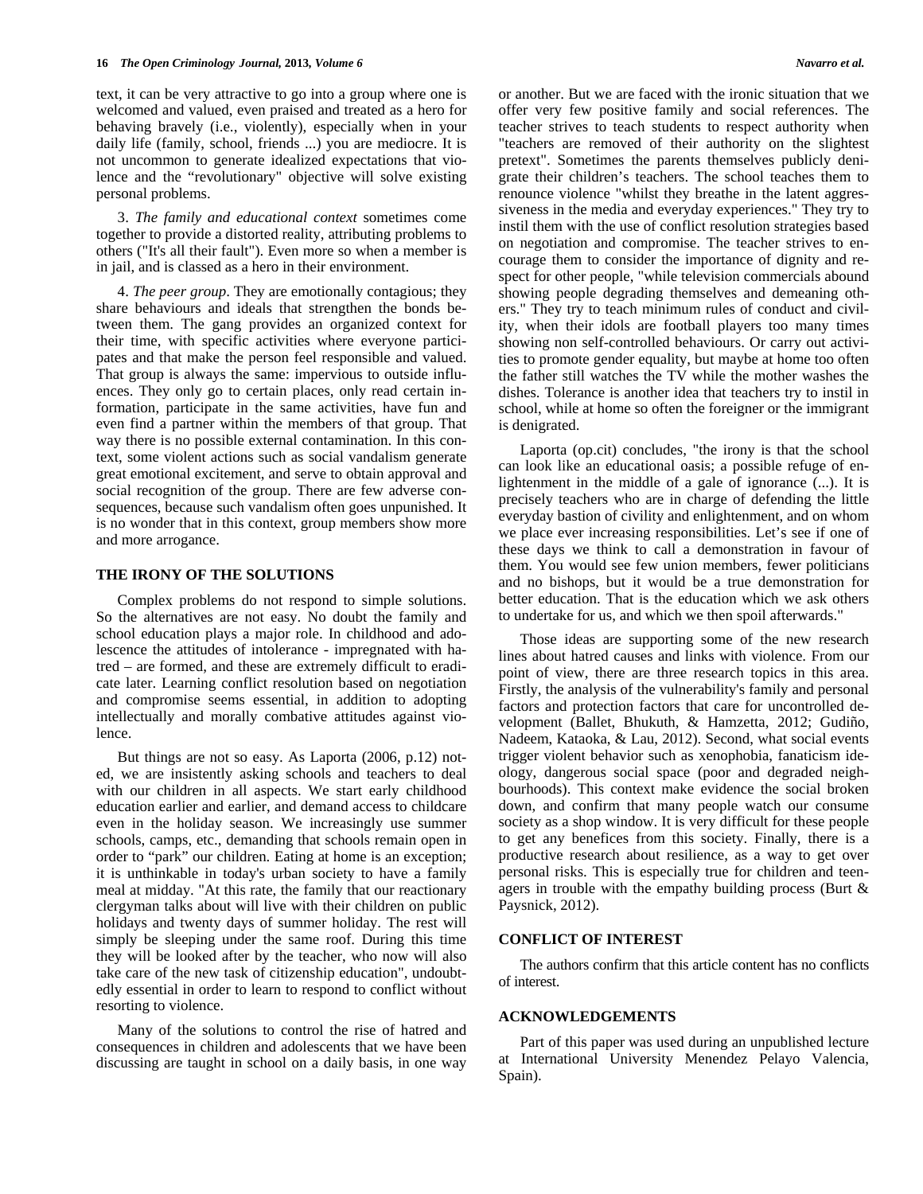text, it can be very attractive to go into a group where one is welcomed and valued, even praised and treated as a hero for behaving bravely (i.e., violently), especially when in your daily life (family, school, friends ...) you are mediocre. It is not uncommon to generate idealized expectations that violence and the "revolutionary" objective will solve existing personal problems.

3. *The family and educational context* sometimes come together to provide a distorted reality, attributing problems to others ("It's all their fault"). Even more so when a member is in jail, and is classed as a hero in their environment.

4. *The peer group*. They are emotionally contagious; they share behaviours and ideals that strengthen the bonds between them. The gang provides an organized context for their time, with specific activities where everyone participates and that make the person feel responsible and valued. That group is always the same: impervious to outside influences. They only go to certain places, only read certain information, participate in the same activities, have fun and even find a partner within the members of that group. That way there is no possible external contamination. In this context, some violent actions such as social vandalism generate great emotional excitement, and serve to obtain approval and social recognition of the group. There are few adverse consequences, because such vandalism often goes unpunished. It is no wonder that in this context, group members show more and more arrogance.

## THE IRONY OF THE SOLUTIONS

Complex problems do not respond to simple solutions. So the alternatives are not easy. No doubt the family and school education plays a major role. In childhood and adolescence the attitudes of intolerance - impregnated with hatred – are formed, and these are extremely difficult to eradicate later. Learning conflict resolution based on negotiation and compromise seems essential, in addition to adopting intellectually and morally combative attitudes against violence.

But things are not so easy. As Laporta (2006, p.12) noted, we are insistently asking schools and teachers to deal with our children in all aspects. We start early childhood education earlier and earlier, and demand access to childcare even in the holiday season. We increasingly use summer schools, camps, etc., demanding that schools remain open in order to "park" our children. Eating at home is an exception; it is unthinkable in today's urban society to have a family meal at midday. "At this rate, the family that our reactionary clergyman talks about will live with their children on public holidays and twenty days of summer holiday. The rest will simply be sleeping under the same roof. During this time they will be looked after by the teacher, who now will also take care of the new task of citizenship education", undoubtedly essential in order to learn to respond to conflict without resorting to violence.

Many of the solutions to control the rise of hatred and consequences in children and adolescents that we have been discussing are taught in school on a daily basis, in one way or another. But we are faced with the ironic situation that we offer very few positive family and social references. The teacher strives to teach students to respect authority when "teachers are removed of their authority on the slightest pretext". Sometimes the parents themselves publicly denigrate their children's teachers. The school teaches them to renounce violence "whilst they breathe in the latent aggressiveness in the media and everyday experiences." They try to instil them with the use of conflict resolution strategies based on negotiation and compromise. The teacher strives to encourage them to consider the importance of dignity and respect for other people, "while television commercials abound showing people degrading themselves and demeaning others." They try to teach minimum rules of conduct and civility, when their idols are football players too many times showing non self-controlled behaviours. Or carry out activities to promote gender equality, but maybe at home too often the father still watches the TV while the mother washes the dishes. Tolerance is another idea that teachers try to instil in school, while at home so often the foreigner or the immigrant is denigrated.

Laporta (op.cit) concludes, "the irony is that the school can look like an educational oasis; a possible refuge of enlightenment in the middle of a gale of ignorance (...). It is precisely teachers who are in charge of defending the little everyday bastion of civility and enlightenment, and on whom we place ever increasing responsibilities. Let's see if one of these days we think to call a demonstration in favour of them. You would see few union members, fewer politicians and no bishops, but it would be a true demonstration for better education. That is the education which we ask others to undertake for us, and which we then spoil afterwards."

Those ideas are supporting some of the new research lines about hatred causes and links with violence. From our point of view, there are three research topics in this area. Firstly, the analysis of the vulnerability's family and personal factors and protection factors that care for uncontrolled development (Ballet, Bhukuth, & Hamzetta, 2012; Gudiño, Nadeem, Kataoka, & Lau, 2012). Second, what social events trigger violent behavior such as xenophobia, fanaticism ideology, dangerous social space (poor and degraded neighbourhoods). This context make evidence the social broken down, and confirm that many people watch our consume society as a shop window. It is very difficult for these people to get any benefices from this society. Finally, there is a productive research about resilience, as a way to get over personal risks. This is especially true for children and teenagers in trouble with the empathy building process (Burt & Paysnick, 2012).

## CONFLICT OF INTEREST

The authors confirm that this article content has no conflicts of interest.

## ACKNOWLEDGEMENTS

Part of this paper was used during an unpublished lecture at International University Menendez Pelayo Valencia, Spain).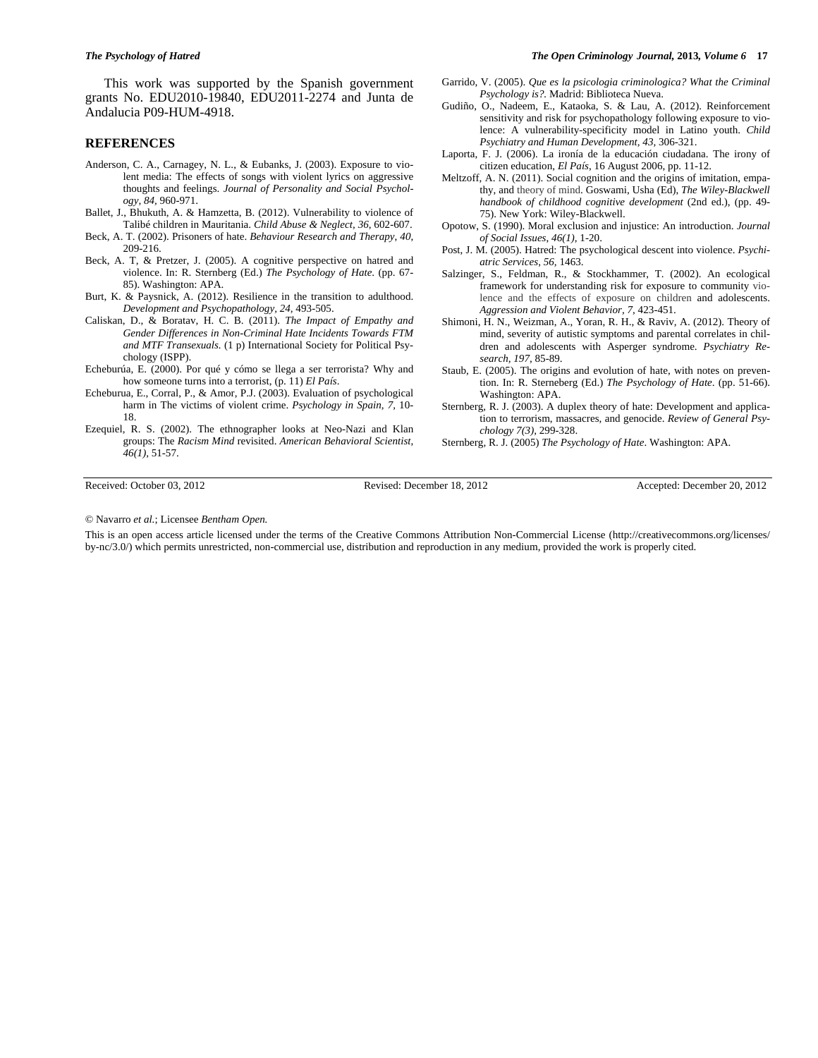This work was supported by the Spanish government grants No. EDU2010-19840, EDU2011-2274 and Junta de Andalucia P09-HUM-4918.

## REFERENCES

Anderson, C. A., Carnagey, N. L., & Eubanks, J. (2003). Exposure to violent media: The effects of songs with violent lyrics on aggressive thoughts and feelings. *Journal of Personality and Social Psychology, 84,* 960-971.

Ballet, J., Bhukuth, A. & Hamzetta, B. (2012). Vulnerability to violence of Talibé children in Mauritania. *Child Abuse & Neglect, 36,* 602-607.

Beck, A. T. (2002). Prisoners of hate. *Behaviour Research and Therapy, 40,* 209-216.

Beck, A. T, & Pretzer, J. (2005). A cognitive perspective on hatred and violence. In: R. Sternberg (Ed.) *The Psychology of Hate.* (pp. 67-85). Washington: APA.

Burt, K. & Paysnick, A. (2012). Resilience in the transition to adulthood. *Development and Psychopathology, 24,* 493-505.

Caliskan, D., & Boratav, H. C. B. (2011). *The Impact of Empathy and Gender Differences in Non-Criminal Hate Incidents Towards FTM and MTF Transexuals.* (1 p) International Society for Political Psychology (ISPP).

Echeburúa, E. (2000). Por qué y cómo se llega a ser terrorista? Why and how someone turns into a terrorist, (p. 11) *El País*.

Echeburua, E., Corral, P., & Amor, P.J. (2003). Evaluation of psychological harm in The victims of violent crime. *Psychology in Spain, 7,* 10-18.

Ezequiel, R. S. (2002). The ethnographer looks at Neo-Nazi and Klan groups: The *Racism Mind* revisited. *American Behavioral Scientist, 46(1),* 51-57.

Garrido, V. (2005). *Que es la psicologia criminologica? What the Criminal Psychology is?.* Madrid: Biblioteca Nueva.

Gudiño, O., Nadeem, E., Kataoka, S. & Lau, A. (2012). Reinforcement sensitivity and risk for psychopathology following exposure to violence: A vulnerability-specificity model in Latino youth. *Child Psychiatry and Human Development, 43,* 306-321.

Laporta, F. J. (2006). La ironía de la educación ciudadana. The irony of citizen education, *El País*, 16 August 2006, pp. 11-12.

Meltzoff, A. N. (2011). Social cognition and the origins of imitation, empathy, and theory of mind. Goswami, Usha (Ed), *The Wiley-Blackwell handbook of childhood cognitive development* (2nd ed.), (pp. 49-75). New York: Wiley-Blackwell.

Opotow, S. (1990). Moral exclusion and injustice: An introduction. *Journal of Social Issues, 46(1),* 1-20.

Post, J. M. (2005). Hatred: The psychological descent into violence. *Psychiatric Services, 56,* 1463.

Salzinger, S., Feldman, R., & Stockhammer, T. (2002). An ecological framework for understanding risk for exposure to community violence and the effects of exposure on children and adolescents. *Aggression and Violent Behavior, 7,* 423-451.

Shimoni, H. N., Weizman, A., Yoran, R. H., & Raviv, A. (2012). Theory of mind, severity of autistic symptoms and parental correlates in children and adolescents with Asperger syndrome. *Psychiatry Research, 197,* 85-89.

Staub, E. (2005). The origins and evolution of hate, with notes on prevention. In: R. Sterneberg (Ed.) *The Psychology of Hate.* (pp. 51-66). Washington: APA.

Sternberg, R. J. (2003). A duplex theory of hate: Development and application to terrorism, massacres, and genocide. *Review of General Psychology 7(3),* 299-328.

Sternberg, R. J. (2005) *The Psychology of Hate*. Washington: APA.

Received: October 03, 2012 Revised: December 18, 2012 Accepted: December 20, 2012

© Navarro *et al.*; Licensee *Bentham Open.*

This is an open access article licensed under the terms of the Creative Commons Attribution Non-Commercial License (http://creativecommons.org/licenses/by-nc/3.0/) which permits unrestricted, non-commercial use, distribution and reproduction in any medium, provided the work is properly cited.